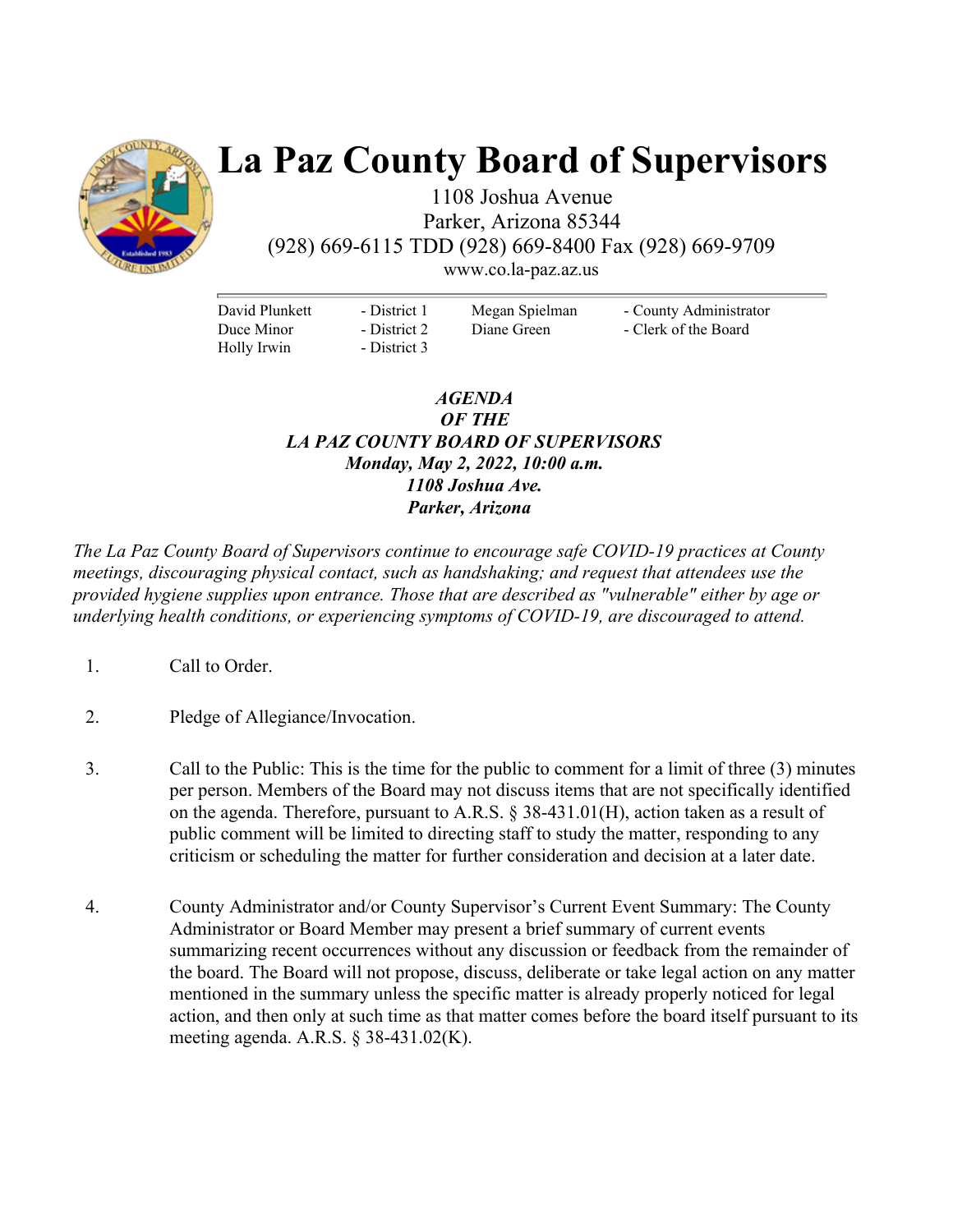# La Paz County Board of Supervisors

1108 Joshua Avenue
Parker, Arizona 85344
(928) 669-6115 TDD (928) 669-8400 Fax (928) 669-9709
www.co.la-paz.az.us

| | | | |
|---|---|---|---|
| David Plunkett | - District 1 | Megan Spielman | - County Administrator |
| Duce Minor | - District 2 | Diane Green | - Clerk of the Board |
| Holly Irwin | - District 3 | | |

***AGENDA***
***OF THE***
***LA PAZ COUNTY BOARD OF SUPERVISORS***
***Monday, May 2, 2022, 10:00 a.m.***
***1108 Joshua Ave.***
***Parker, Arizona***

*The La Paz County Board of Supervisors continue to encourage safe COVID-19 practices at County meetings, discouraging physical contact, such as handshaking; and request that attendees use the provided hygiene supplies upon entrance. Those that are described as "vulnerable" either by age or underlying health conditions, or experiencing symptoms of COVID-19, are discouraged to attend.*

1. Call to Order.

2. Pledge of Allegiance/Invocation.

3. Call to the Public: This is the time for the public to comment for a limit of three (3) minutes per person. Members of the Board may not discuss items that are not specifically identified on the agenda. Therefore, pursuant to A.R.S. § 38-431.01(H), action taken as a result of public comment will be limited to directing staff to study the matter, responding to any criticism or scheduling the matter for further consideration and decision at a later date.

4. County Administrator and/or County Supervisor's Current Event Summary: The County Administrator or Board Member may present a brief summary of current events summarizing recent occurrences without any discussion or feedback from the remainder of the board. The Board will not propose, discuss, deliberate or take legal action on any matter mentioned in the summary unless the specific matter is already properly noticed for legal action, and then only at such time as that matter comes before the board itself pursuant to its meeting agenda. A.R.S. § 38-431.02(K).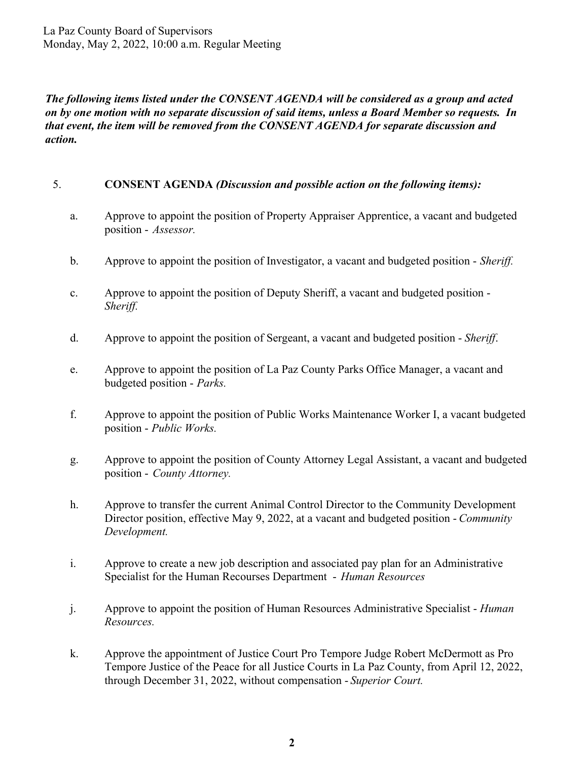*The following items listed under the CONSENT AGENDA will be considered as a group and acted on by one motion with no separate discussion of said items, unless a Board Member so requests. In that event, the item will be removed from the CONSENT AGENDA for separate discussion and action.*

5. **CONSENT AGENDA** ***(Discussion and possible action on the following items):***

   a. Approve to appoint the position of Property Appraiser Apprentice, a vacant and budgeted position - *Assessor.*

   b. Approve to appoint the position of Investigator, a vacant and budgeted position - *Sheriff.*

   c. Approve to appoint the position of Deputy Sheriff, a vacant and budgeted position - *Sheriff.*

   d. Approve to appoint the position of Sergeant, a vacant and budgeted position - *Sheriff.*

   e. Approve to appoint the position of La Paz County Parks Office Manager, a vacant and budgeted position - *Parks.*

   f. Approve to appoint the position of Public Works Maintenance Worker I, a vacant budgeted position - *Public Works.*

   g. Approve to appoint the position of County Attorney Legal Assistant, a vacant and budgeted position - *County Attorney.*

   h. Approve to transfer the current Animal Control Director to the Community Development Director position, effective May 9, 2022, at a vacant and budgeted position - *Community Development.*

   i. Approve to create a new job description and associated pay plan for an Administrative Specialist for the Human Recourses Department - *Human Resources*

   j. Approve to appoint the position of Human Resources Administrative Specialist - *Human Resources.*

   k. Approve the appointment of Justice Court Pro Tempore Judge Robert McDermott as Pro Tempore Justice of the Peace for all Justice Courts in La Paz County, from April 12, 2022, through December 31, 2022, without compensation - *Superior Court.*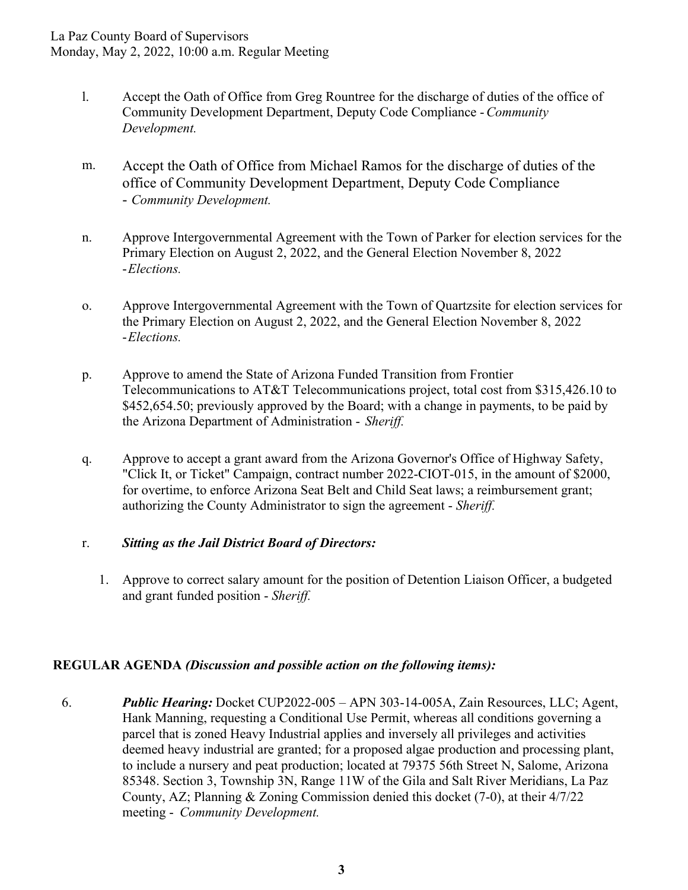l. Accept the Oath of Office from Greg Rountree for the discharge of duties of the office of Community Development Department, Deputy Code Compliance - *Community Development.*

m. Accept the Oath of Office from Michael Ramos for the discharge of duties of the office of Community Development Department, Deputy Code Compliance - *Community Development.*

n. Approve Intergovernmental Agreement with the Town of Parker for election services for the Primary Election on August 2, 2022, and the General Election November 8, 2022 - *Elections.*

o. Approve Intergovernmental Agreement with the Town of Quartzsite for election services for the Primary Election on August 2, 2022, and the General Election November 8, 2022 - *Elections.*

p. Approve to amend the State of Arizona Funded Transition from Frontier Telecommunications to AT&T Telecommunications project, total cost from $315,426.10 to $452,654.50; previously approved by the Board; with a change in payments, to be paid by the Arizona Department of Administration - *Sheriff.*

q. Approve to accept a grant award from the Arizona Governor's Office of Highway Safety, "Click It, or Ticket" Campaign, contract number 2022-CIOT-015, in the amount of $2000, for overtime, to enforce Arizona Seat Belt and Child Seat laws; a reimbursement grant; authorizing the County Administrator to sign the agreement - *Sheriff.*

r. ***Sitting as the Jail District Board of Directors:***

   1. Approve to correct salary amount for the position of Detention Liaison Officer, a budgeted and grant funded position - *Sheriff.*

## REGULAR AGENDA *(Discussion and possible action on the following items):*

6. ***Public Hearing:*** Docket CUP2022-005 – APN 303-14-005A, Zain Resources, LLC; Agent, Hank Manning, requesting a Conditional Use Permit, whereas all conditions governing a parcel that is zoned Heavy Industrial applies and inversely all privileges and activities deemed heavy industrial are granted; for a proposed algae production and processing plant, to include a nursery and peat production; located at 79375 56th Street N, Salome, Arizona 85348. Section 3, Township 3N, Range 11W of the Gila and Salt River Meridians, La Paz County, AZ; Planning & Zoning Commission denied this docket (7-0), at their 4/7/22 meeting - *Community Development.*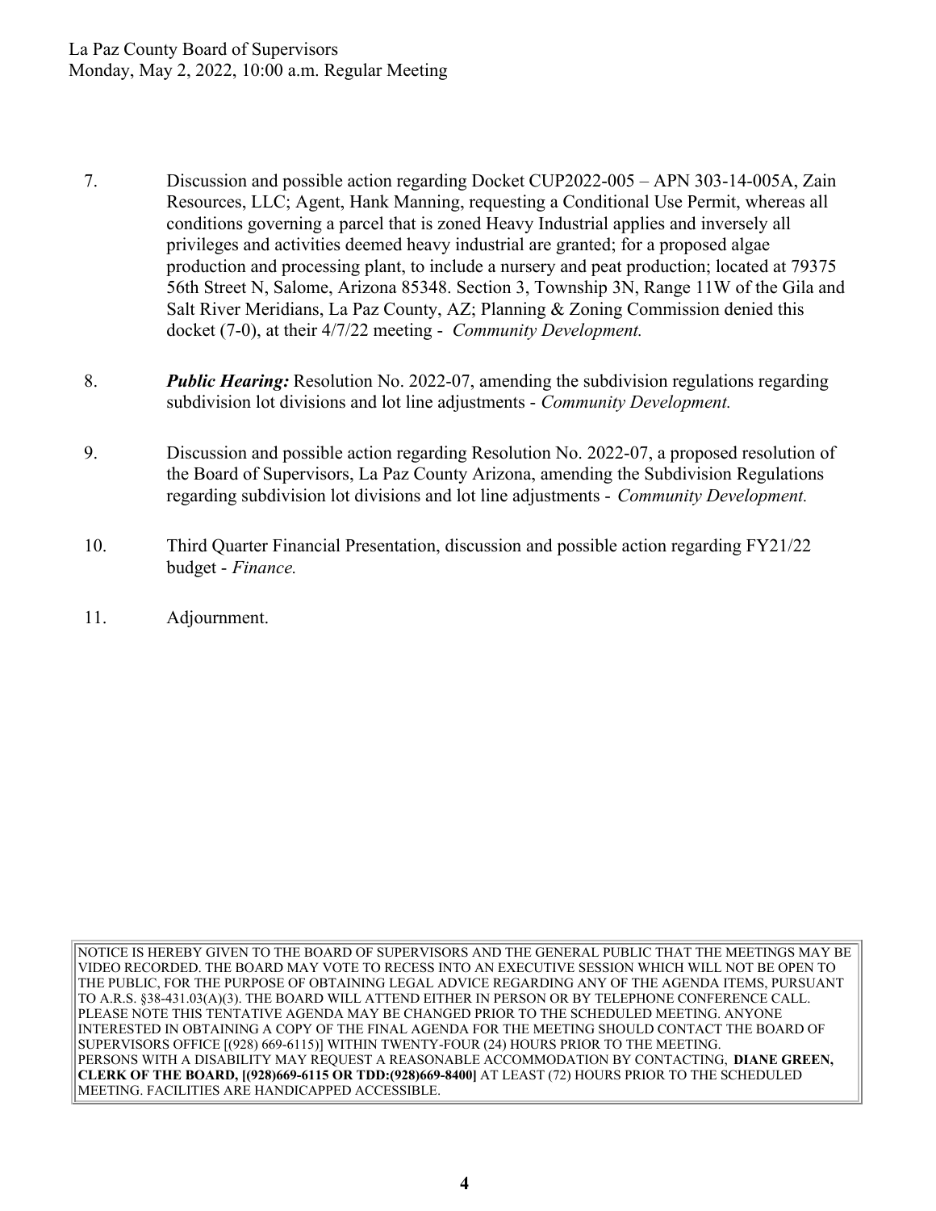7. Discussion and possible action regarding Docket CUP2022-005 – APN 303-14-005A, Zain Resources, LLC; Agent, Hank Manning, requesting a Conditional Use Permit, whereas all conditions governing a parcel that is zoned Heavy Industrial applies and inversely all privileges and activities deemed heavy industrial are granted; for a proposed algae production and processing plant, to include a nursery and peat production; located at 79375 56th Street N, Salome, Arizona 85348. Section 3, Township 3N, Range 11W of the Gila and Salt River Meridians, La Paz County, AZ; Planning & Zoning Commission denied this docket (7-0), at their 4/7/22 meeting - *Community Development.*

8. ***Public Hearing:*** Resolution No. 2022-07, amending the subdivision regulations regarding subdivision lot divisions and lot line adjustments - *Community Development.*

9. Discussion and possible action regarding Resolution No. 2022-07, a proposed resolution of the Board of Supervisors, La Paz County Arizona, amending the Subdivision Regulations regarding subdivision lot divisions and lot line adjustments - *Community Development.*

10. Third Quarter Financial Presentation, discussion and possible action regarding FY21/22 budget - *Finance.*

11. Adjournment.

NOTICE IS HEREBY GIVEN TO THE BOARD OF SUPERVISORS AND THE GENERAL PUBLIC THAT THE MEETINGS MAY BE VIDEO RECORDED. THE BOARD MAY VOTE TO RECESS INTO AN EXECUTIVE SESSION WHICH WILL NOT BE OPEN TO THE PUBLIC, FOR THE PURPOSE OF OBTAINING LEGAL ADVICE REGARDING ANY OF THE AGENDA ITEMS, PURSUANT TO A.R.S. §38-431.03(A)(3). THE BOARD WILL ATTEND EITHER IN PERSON OR BY TELEPHONE CONFERENCE CALL. PLEASE NOTE THIS TENTATIVE AGENDA MAY BE CHANGED PRIOR TO THE SCHEDULED MEETING. ANYONE INTERESTED IN OBTAINING A COPY OF THE FINAL AGENDA FOR THE MEETING SHOULD CONTACT THE BOARD OF SUPERVISORS OFFICE [(928) 669-6115)] WITHIN TWENTY-FOUR (24) HOURS PRIOR TO THE MEETING. PERSONS WITH A DISABILITY MAY REQUEST A REASONABLE ACCOMMODATION BY CONTACTING, **DIANE GREEN, CLERK OF THE BOARD, [(928)669-6115 OR TDD:(928)669-8400]** AT LEAST (72) HOURS PRIOR TO THE SCHEDULED MEETING. FACILITIES ARE HANDICAPPED ACCESSIBLE.